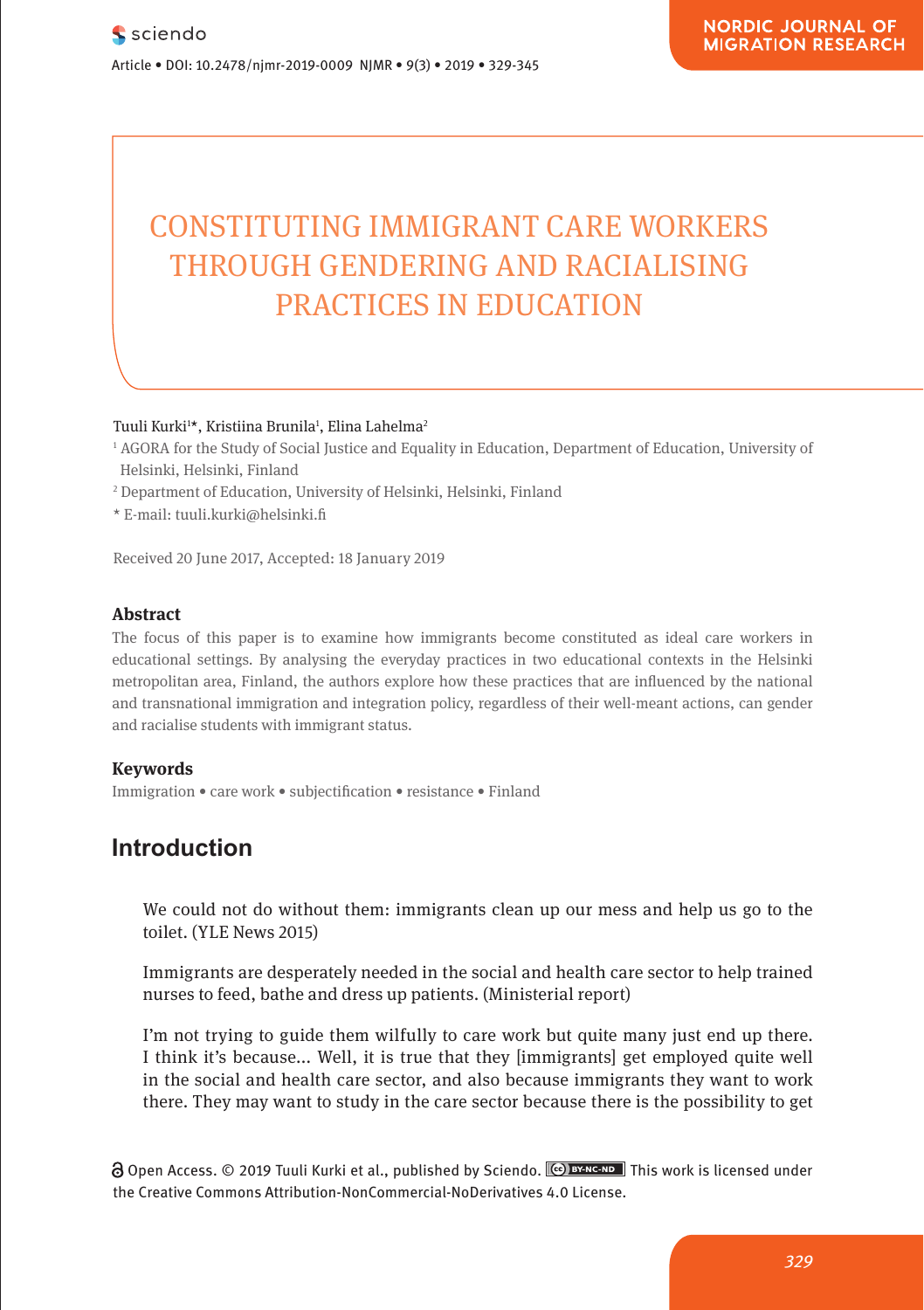# CONSTITUTING IMMIGRANT CARE WORKERS THROUGH GENDERING AND RACIALISING PRACTICES IN EDUCATION

Tuuli Kurki[1]*, Kristiina Brunila[1], Elina Lahelma[2]

[1] AGORA for the Study of Social Justice and Equality in Education, Department of Education, University of Helsinki, Helsinki, Finland

[2] Department of Education, University of Helsinki, Helsinki, Finland

* E-mail: tuuli.kurki@helsinki.fi

Received 20 June 2017, Accepted: 18 January 2019

### Abstract

The focus of this paper is to examine how immigrants become constituted as ideal care workers in educational settings. By analysing the everyday practices in two educational contexts in the Helsinki metropolitan area, Finland, the authors explore how these practices that are influenced by the national and transnational immigration and integration policy, regardless of their well-meant actions, can gender and racialise students with immigrant status.

### Keywords

Immigration • care work • subjectification • resistance • Finland

## Introduction

> We could not do without them: immigrants clean up our mess and help us go to the toilet. (YLE News 2015)

> Immigrants are desperately needed in the social and health care sector to help trained nurses to feed, bathe and dress up patients. (Ministerial report)

> I'm not trying to guide them wilfully to care work but quite many just end up there. I think it's because... Well, it is true that they [immigrants] get employed quite well in the social and health care sector, and also because immigrants they want to work there. They may want to study in the care sector because there is the possibility to get

Open Access. © 2019 Tuuli Kurki et al., published by Sciendo. This work is licensed under the Creative Commons Attribution-NonCommercial-NoDerivatives 4.0 License.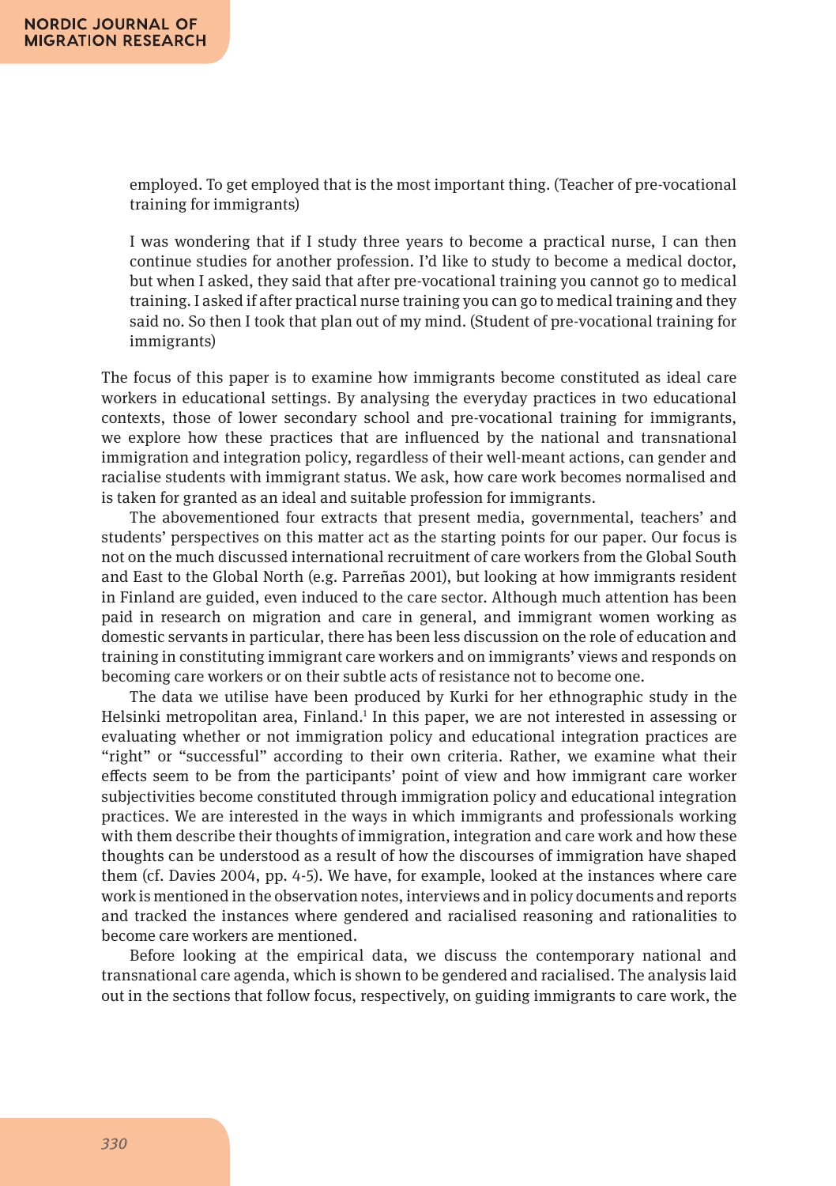> employed. To get employed that is the most important thing. (Teacher of pre-vocational training for immigrants)

> I was wondering that if I study three years to become a practical nurse, I can then continue studies for another profession. I'd like to study to become a medical doctor, but when I asked, they said that after pre-vocational training you cannot go to medical training. I asked if after practical nurse training you can go to medical training and they said no. So then I took that plan out of my mind. (Student of pre-vocational training for immigrants)

The focus of this paper is to examine how immigrants become constituted as ideal care workers in educational settings. By analysing the everyday practices in two educational contexts, those of lower secondary school and pre-vocational training for immigrants, we explore how these practices that are influenced by the national and transnational immigration and integration policy, regardless of their well-meant actions, can gender and racialise students with immigrant status. We ask, how care work becomes normalised and is taken for granted as an ideal and suitable profession for immigrants.

The abovementioned four extracts that present media, governmental, teachers' and students' perspectives on this matter act as the starting points for our paper. Our focus is not on the much discussed international recruitment of care workers from the Global South and East to the Global North (e.g. Parreñas 2001), but looking at how immigrants resident in Finland are guided, even induced to the care sector. Although much attention has been paid in research on migration and care in general, and immigrant women working as domestic servants in particular, there has been less discussion on the role of education and training in constituting immigrant care workers and on immigrants' views and responds on becoming care workers or on their subtle acts of resistance not to become one.

The data we utilise have been produced by Kurki for her ethnographic study in the Helsinki metropolitan area, Finland.[1] In this paper, we are not interested in assessing or evaluating whether or not immigration policy and educational integration practices are "right" or "successful" according to their own criteria. Rather, we examine what their effects seem to be from the participants' point of view and how immigrant care worker subjectivities become constituted through immigration policy and educational integration practices. We are interested in the ways in which immigrants and professionals working with them describe their thoughts of immigration, integration and care work and how these thoughts can be understood as a result of how the discourses of immigration have shaped them (cf. Davies 2004, pp. 4-5). We have, for example, looked at the instances where care work is mentioned in the observation notes, interviews and in policy documents and reports and tracked the instances where gendered and racialised reasoning and rationalities to become care workers are mentioned.

Before looking at the empirical data, we discuss the contemporary national and transnational care agenda, which is shown to be gendered and racialised. The analysis laid out in the sections that follow focus, respectively, on guiding immigrants to care work, the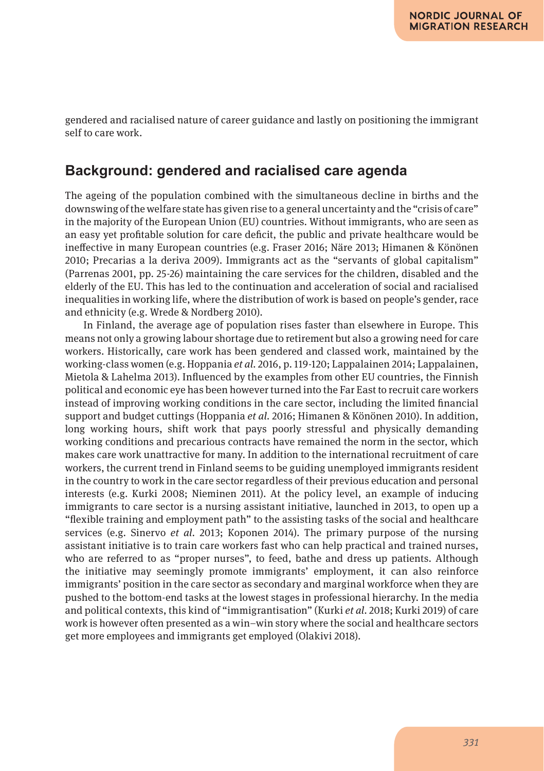gendered and racialised nature of career guidance and lastly on positioning the immigrant self to care work.

## Background: gendered and racialised care agenda

The ageing of the population combined with the simultaneous decline in births and the downswing of the welfare state has given rise to a general uncertainty and the "crisis of care" in the majority of the European Union (EU) countries. Without immigrants, who are seen as an easy yet profitable solution for care deficit, the public and private healthcare would be ineffective in many European countries (e.g. Fraser 2016; Näre 2013; Himanen & Könönen 2010; Precarias a la deriva 2009). Immigrants act as the "servants of global capitalism" (Parrenas 2001, pp. 25-26) maintaining the care services for the children, disabled and the elderly of the EU. This has led to the continuation and acceleration of social and racialised inequalities in working life, where the distribution of work is based on people's gender, race and ethnicity (e.g. Wrede & Nordberg 2010).

In Finland, the average age of population rises faster than elsewhere in Europe. This means not only a growing labour shortage due to retirement but also a growing need for care workers. Historically, care work has been gendered and classed work, maintained by the working-class women (e.g. Hoppania *et al*. 2016, p. 119-120; Lappalainen 2014; Lappalainen, Mietola & Lahelma 2013). Influenced by the examples from other EU countries, the Finnish political and economic eye has been however turned into the Far East to recruit care workers instead of improving working conditions in the care sector, including the limited financial support and budget cuttings (Hoppania *et al*. 2016; Himanen & Könönen 2010). In addition, long working hours, shift work that pays poorly stressful and physically demanding working conditions and precarious contracts have remained the norm in the sector, which makes care work unattractive for many. In addition to the international recruitment of care workers, the current trend in Finland seems to be guiding unemployed immigrants resident in the country to work in the care sector regardless of their previous education and personal interests (e.g. Kurki 2008; Nieminen 2011). At the policy level, an example of inducing immigrants to care sector is a nursing assistant initiative, launched in 2013, to open up a "flexible training and employment path" to the assisting tasks of the social and healthcare services (e.g. Sinervo *et al*. 2013; Koponen 2014). The primary purpose of the nursing assistant initiative is to train care workers fast who can help practical and trained nurses, who are referred to as "proper nurses", to feed, bathe and dress up patients. Although the initiative may seemingly promote immigrants' employment, it can also reinforce immigrants' position in the care sector as secondary and marginal workforce when they are pushed to the bottom-end tasks at the lowest stages in professional hierarchy. In the media and political contexts, this kind of "immigrantisation" (Kurki *et al*. 2018; Kurki 2019) of care work is however often presented as a win–win story where the social and healthcare sectors get more employees and immigrants get employed (Olakivi 2018).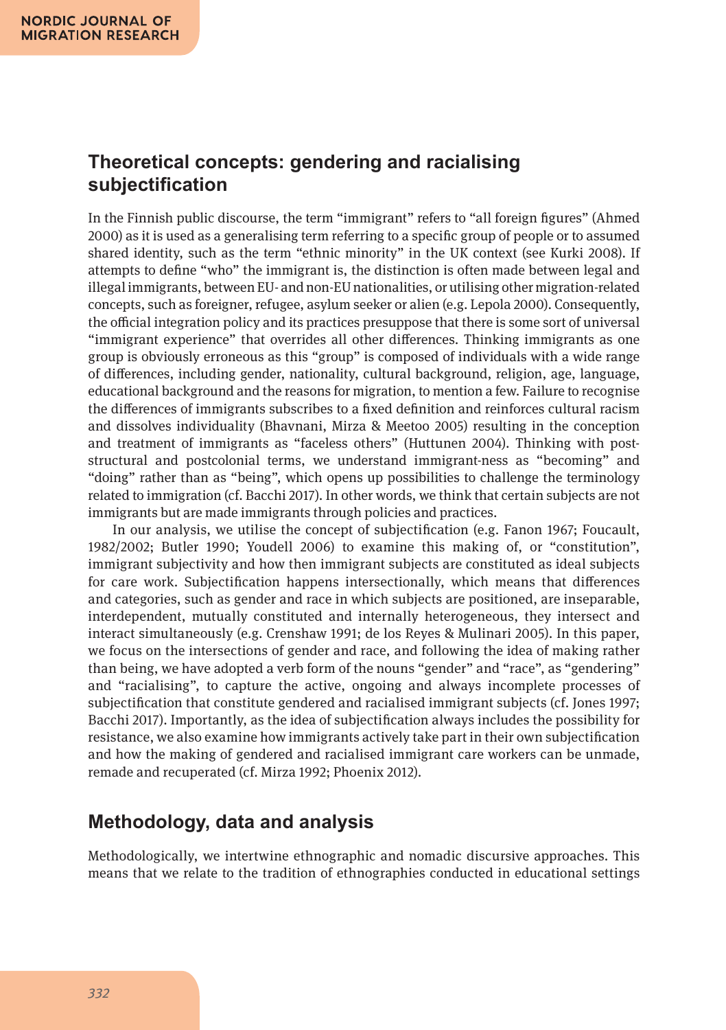## Theoretical concepts: gendering and racialising subjectification

In the Finnish public discourse, the term "immigrant" refers to "all foreign figures" (Ahmed 2000) as it is used as a generalising term referring to a specific group of people or to assumed shared identity, such as the term "ethnic minority" in the UK context (see Kurki 2008). If attempts to define "who" the immigrant is, the distinction is often made between legal and illegal immigrants, between EU- and non-EU nationalities, or utilising other migration-related concepts, such as foreigner, refugee, asylum seeker or alien (e.g. Lepola 2000). Consequently, the official integration policy and its practices presuppose that there is some sort of universal "immigrant experience" that overrides all other differences. Thinking immigrants as one group is obviously erroneous as this "group" is composed of individuals with a wide range of differences, including gender, nationality, cultural background, religion, age, language, educational background and the reasons for migration, to mention a few. Failure to recognise the differences of immigrants subscribes to a fixed definition and reinforces cultural racism and dissolves individuality (Bhavnani, Mirza & Meetoo 2005) resulting in the conception and treatment of immigrants as "faceless others" (Huttunen 2004). Thinking with post-structural and postcolonial terms, we understand immigrant-ness as "becoming" and "doing" rather than as "being", which opens up possibilities to challenge the terminology related to immigration (cf. Bacchi 2017). In other words, we think that certain subjects are not immigrants but are made immigrants through policies and practices.

In our analysis, we utilise the concept of subjectification (e.g. Fanon 1967; Foucault, 1982/2002; Butler 1990; Youdell 2006) to examine this making of, or "constitution", immigrant subjectivity and how then immigrant subjects are constituted as ideal subjects for care work. Subjectification happens intersectionally, which means that differences and categories, such as gender and race in which subjects are positioned, are inseparable, interdependent, mutually constituted and internally heterogeneous, they intersect and interact simultaneously (e.g. Crenshaw 1991; de los Reyes & Mulinari 2005). In this paper, we focus on the intersections of gender and race, and following the idea of making rather than being, we have adopted a verb form of the nouns "gender" and "race", as "gendering" and "racialising", to capture the active, ongoing and always incomplete processes of subjectification that constitute gendered and racialised immigrant subjects (cf. Jones 1997; Bacchi 2017). Importantly, as the idea of subjectification always includes the possibility for resistance, we also examine how immigrants actively take part in their own subjectification and how the making of gendered and racialised immigrant care workers can be unmade, remade and recuperated (cf. Mirza 1992; Phoenix 2012).

## Methodology, data and analysis

Methodologically, we intertwine ethnographic and nomadic discursive approaches. This means that we relate to the tradition of ethnographies conducted in educational settings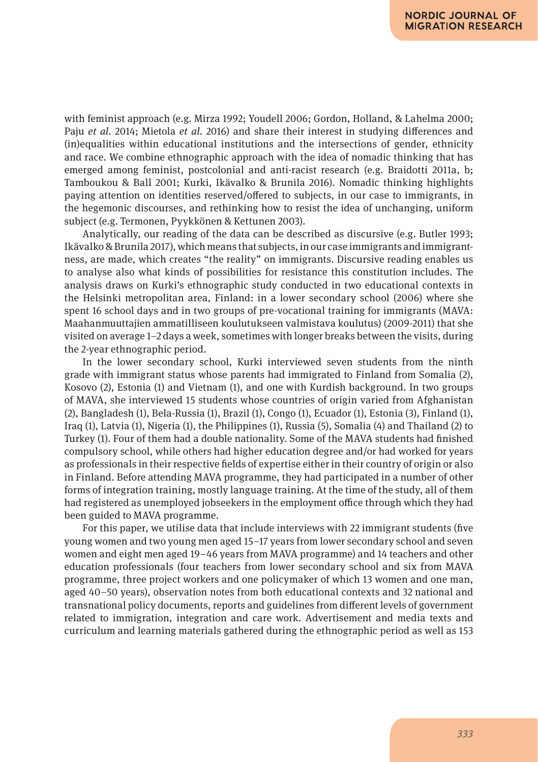with feminist approach (e.g. Mirza 1992; Youdell 2006; Gordon, Holland, & Lahelma 2000; Paju *et al.* 2014; Mietola *et al.* 2016) and share their interest in studying differences and (in)equalities within educational institutions and the intersections of gender, ethnicity and race. We combine ethnographic approach with the idea of nomadic thinking that has emerged among feminist, postcolonial and anti-racist research (e.g. Braidotti 2011a, b; Tamboukou & Ball 2001; Kurki, Ikävalko & Brunila 2016). Nomadic thinking highlights paying attention on identities reserved/offered to subjects, in our case to immigrants, in the hegemonic discourses, and rethinking how to resist the idea of unchanging, uniform subject (e.g. Termonen, Pyykkönen & Kettunen 2003).

Analytically, our reading of the data can be described as discursive (e.g. Butler 1993; Ikävalko & Brunila 2017), which means that subjects, in our case immigrants and immigrantness, are made, which creates "the reality" on immigrants. Discursive reading enables us to analyse also what kinds of possibilities for resistance this constitution includes. The analysis draws on Kurki's ethnographic study conducted in two educational contexts in the Helsinki metropolitan area, Finland: in a lower secondary school (2006) where she spent 16 school days and in two groups of pre-vocational training for immigrants (MAVA: Maahanmuuttajien ammatilliseen koulutukseen valmistava koulutus) (2009-2011) that she visited on average 1–2 days a week, sometimes with longer breaks between the visits, during the 2-year ethnographic period.

In the lower secondary school, Kurki interviewed seven students from the ninth grade with immigrant status whose parents had immigrated to Finland from Somalia (2), Kosovo (2), Estonia (1) and Vietnam (1), and one with Kurdish background. In two groups of MAVA, she interviewed 15 students whose countries of origin varied from Afghanistan (2), Bangladesh (1), Bela-Russia (1), Brazil (1), Congo (1), Ecuador (1), Estonia (3), Finland (1), Iraq (1), Latvia (1), Nigeria (1), the Philippines (1), Russia (5), Somalia (4) and Thailand (2) to Turkey (1). Four of them had a double nationality. Some of the MAVA students had finished compulsory school, while others had higher education degree and/or had worked for years as professionals in their respective fields of expertise either in their country of origin or also in Finland. Before attending MAVA programme, they had participated in a number of other forms of integration training, mostly language training. At the time of the study, all of them had registered as unemployed jobseekers in the employment office through which they had been guided to MAVA programme.

For this paper, we utilise data that include interviews with 22 immigrant students (five young women and two young men aged 15–17 years from lower secondary school and seven women and eight men aged 19–46 years from MAVA programme) and 14 teachers and other education professionals (four teachers from lower secondary school and six from MAVA programme, three project workers and one policymaker of which 13 women and one man, aged 40–50 years), observation notes from both educational contexts and 32 national and transnational policy documents, reports and guidelines from different levels of government related to immigration, integration and care work. Advertisement and media texts and curriculum and learning materials gathered during the ethnographic period as well as 153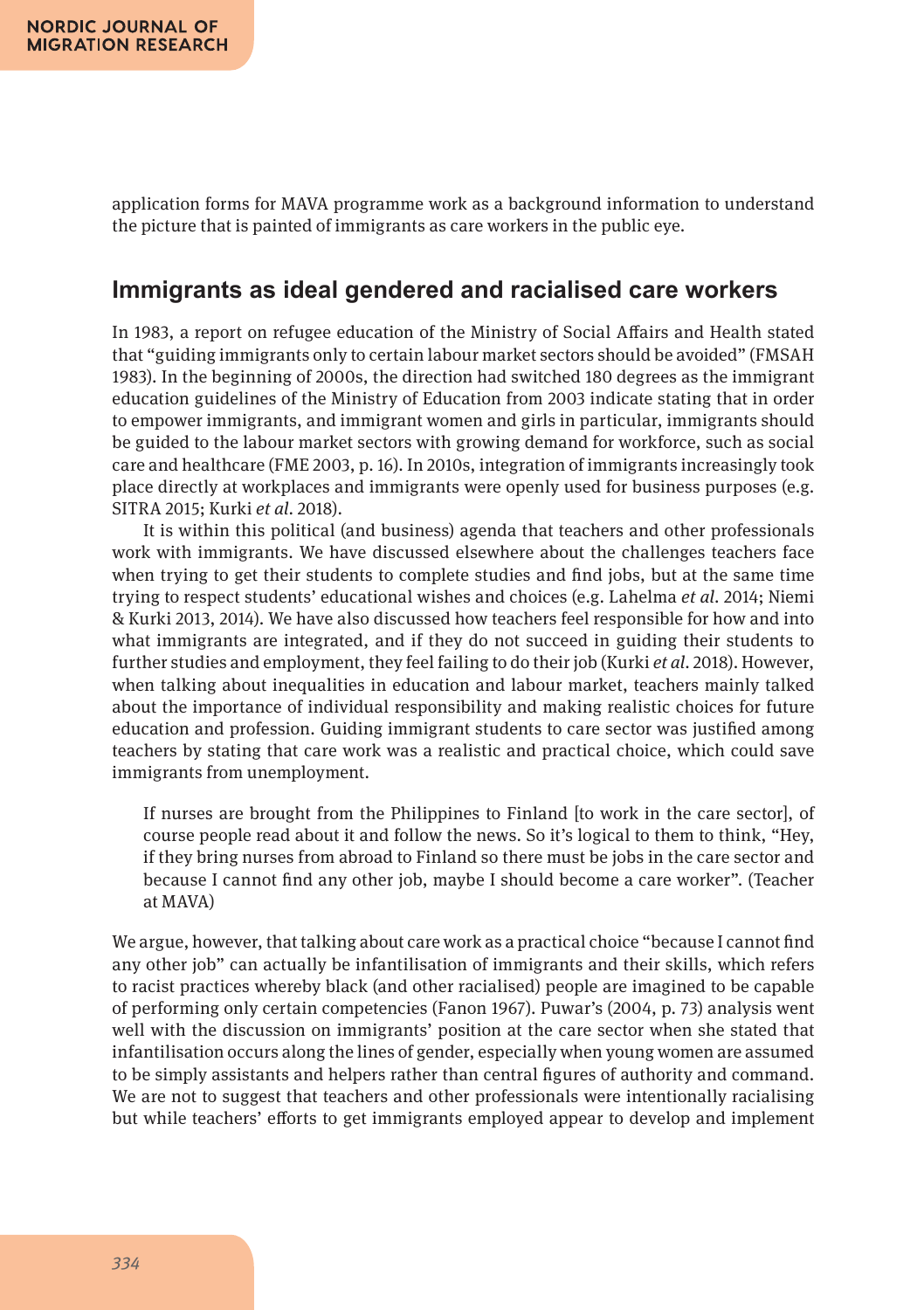application forms for MAVA programme work as a background information to understand the picture that is painted of immigrants as care workers in the public eye.

## Immigrants as ideal gendered and racialised care workers

In 1983, a report on refugee education of the Ministry of Social Affairs and Health stated that "guiding immigrants only to certain labour market sectors should be avoided" (FMSAH 1983). In the beginning of 2000s, the direction had switched 180 degrees as the immigrant education guidelines of the Ministry of Education from 2003 indicate stating that in order to empower immigrants, and immigrant women and girls in particular, immigrants should be guided to the labour market sectors with growing demand for workforce, such as social care and healthcare (FME 2003, p. 16). In 2010s, integration of immigrants increasingly took place directly at workplaces and immigrants were openly used for business purposes (e.g. SITRA 2015; Kurki *et al*. 2018).

It is within this political (and business) agenda that teachers and other professionals work with immigrants. We have discussed elsewhere about the challenges teachers face when trying to get their students to complete studies and find jobs, but at the same time trying to respect students' educational wishes and choices (e.g. Lahelma *et al*. 2014; Niemi & Kurki 2013, 2014). We have also discussed how teachers feel responsible for how and into what immigrants are integrated, and if they do not succeed in guiding their students to further studies and employment, they feel failing to do their job (Kurki *et al*. 2018). However, when talking about inequalities in education and labour market, teachers mainly talked about the importance of individual responsibility and making realistic choices for future education and profession. Guiding immigrant students to care sector was justified among teachers by stating that care work was a realistic and practical choice, which could save immigrants from unemployment.

> If nurses are brought from the Philippines to Finland [to work in the care sector], of course people read about it and follow the news. So it's logical to them to think, "Hey, if they bring nurses from abroad to Finland so there must be jobs in the care sector and because I cannot find any other job, maybe I should become a care worker". (Teacher at MAVA)

We argue, however, that talking about care work as a practical choice "because I cannot find any other job" can actually be infantilisation of immigrants and their skills, which refers to racist practices whereby black (and other racialised) people are imagined to be capable of performing only certain competencies (Fanon 1967). Puwar's (2004, p. 73) analysis went well with the discussion on immigrants' position at the care sector when she stated that infantilisation occurs along the lines of gender, especially when young women are assumed to be simply assistants and helpers rather than central figures of authority and command. We are not to suggest that teachers and other professionals were intentionally racialising but while teachers' efforts to get immigrants employed appear to develop and implement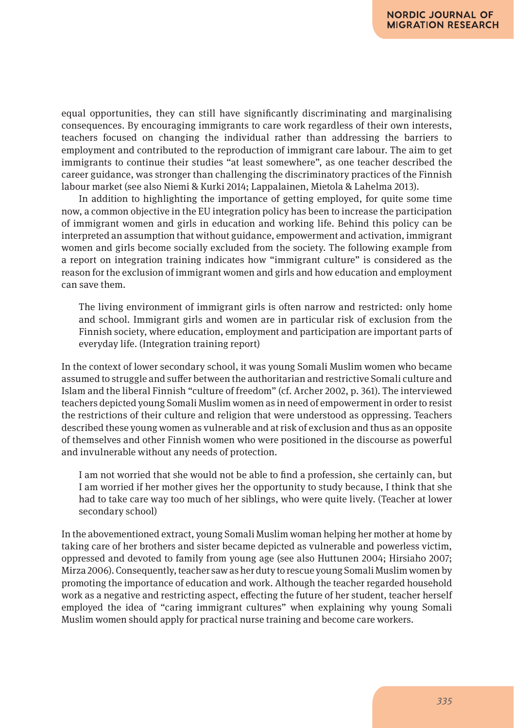equal opportunities, they can still have significantly discriminating and marginalising consequences. By encouraging immigrants to care work regardless of their own interests, teachers focused on changing the individual rather than addressing the barriers to employment and contributed to the reproduction of immigrant care labour. The aim to get immigrants to continue their studies "at least somewhere", as one teacher described the career guidance, was stronger than challenging the discriminatory practices of the Finnish labour market (see also Niemi & Kurki 2014; Lappalainen, Mietola & Lahelma 2013).

In addition to highlighting the importance of getting employed, for quite some time now, a common objective in the EU integration policy has been to increase the participation of immigrant women and girls in education and working life. Behind this policy can be interpreted an assumption that without guidance, empowerment and activation, immigrant women and girls become socially excluded from the society. The following example from a report on integration training indicates how "immigrant culture" is considered as the reason for the exclusion of immigrant women and girls and how education and employment can save them.

> The living environment of immigrant girls is often narrow and restricted: only home and school. Immigrant girls and women are in particular risk of exclusion from the Finnish society, where education, employment and participation are important parts of everyday life. (Integration training report)

In the context of lower secondary school, it was young Somali Muslim women who became assumed to struggle and suffer between the authoritarian and restrictive Somali culture and Islam and the liberal Finnish "culture of freedom" (cf. Archer 2002, p. 361). The interviewed teachers depicted young Somali Muslim women as in need of empowerment in order to resist the restrictions of their culture and religion that were understood as oppressing. Teachers described these young women as vulnerable and at risk of exclusion and thus as an opposite of themselves and other Finnish women who were positioned in the discourse as powerful and invulnerable without any needs of protection.

> I am not worried that she would not be able to find a profession, she certainly can, but I am worried if her mother gives her the opportunity to study because, I think that she had to take care way too much of her siblings, who were quite lively. (Teacher at lower secondary school)

In the abovementioned extract, young Somali Muslim woman helping her mother at home by taking care of her brothers and sister became depicted as vulnerable and powerless victim, oppressed and devoted to family from young age (see also Huttunen 2004; Hirsiaho 2007; Mirza 2006). Consequently, teacher saw as her duty to rescue young Somali Muslim women by promoting the importance of education and work. Although the teacher regarded household work as a negative and restricting aspect, effecting the future of her student, teacher herself employed the idea of "caring immigrant cultures" when explaining why young Somali Muslim women should apply for practical nurse training and become care workers.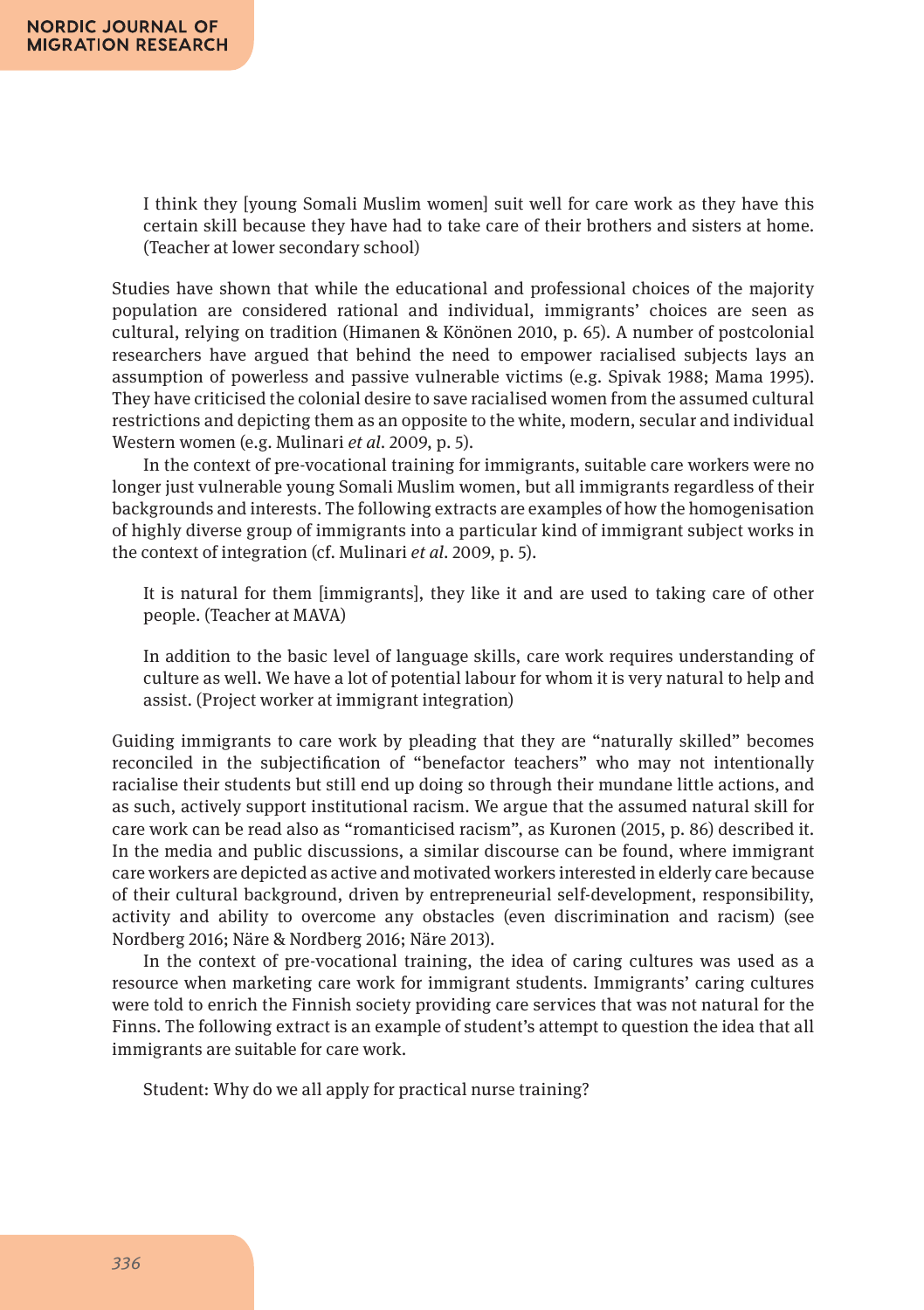> I think they [young Somali Muslim women] suit well for care work as they have this certain skill because they have had to take care of their brothers and sisters at home. (Teacher at lower secondary school)

Studies have shown that while the educational and professional choices of the majority population are considered rational and individual, immigrants' choices are seen as cultural, relying on tradition (Himanen & Könönen 2010, p. 65). A number of postcolonial researchers have argued that behind the need to empower racialised subjects lays an assumption of powerless and passive vulnerable victims (e.g. Spivak 1988; Mama 1995). They have criticised the colonial desire to save racialised women from the assumed cultural restrictions and depicting them as an opposite to the white, modern, secular and individual Western women (e.g. Mulinari *et al*. 2009, p. 5).

In the context of pre-vocational training for immigrants, suitable care workers were no longer just vulnerable young Somali Muslim women, but all immigrants regardless of their backgrounds and interests. The following extracts are examples of how the homogenisation of highly diverse group of immigrants into a particular kind of immigrant subject works in the context of integration (cf. Mulinari *et al*. 2009, p. 5).

> It is natural for them [immigrants], they like it and are used to taking care of other people. (Teacher at MAVA)

> In addition to the basic level of language skills, care work requires understanding of culture as well. We have a lot of potential labour for whom it is very natural to help and assist. (Project worker at immigrant integration)

Guiding immigrants to care work by pleading that they are "naturally skilled" becomes reconciled in the subjectification of "benefactor teachers" who may not intentionally racialise their students but still end up doing so through their mundane little actions, and as such, actively support institutional racism. We argue that the assumed natural skill for care work can be read also as "romanticised racism", as Kuronen (2015, p. 86) described it. In the media and public discussions, a similar discourse can be found, where immigrant care workers are depicted as active and motivated workers interested in elderly care because of their cultural background, driven by entrepreneurial self-development, responsibility, activity and ability to overcome any obstacles (even discrimination and racism) (see Nordberg 2016; Näre & Nordberg 2016; Näre 2013).

In the context of pre-vocational training, the idea of caring cultures was used as a resource when marketing care work for immigrant students. Immigrants' caring cultures were told to enrich the Finnish society providing care services that was not natural for the Finns. The following extract is an example of student's attempt to question the idea that all immigrants are suitable for care work.

> Student: Why do we all apply for practical nurse training?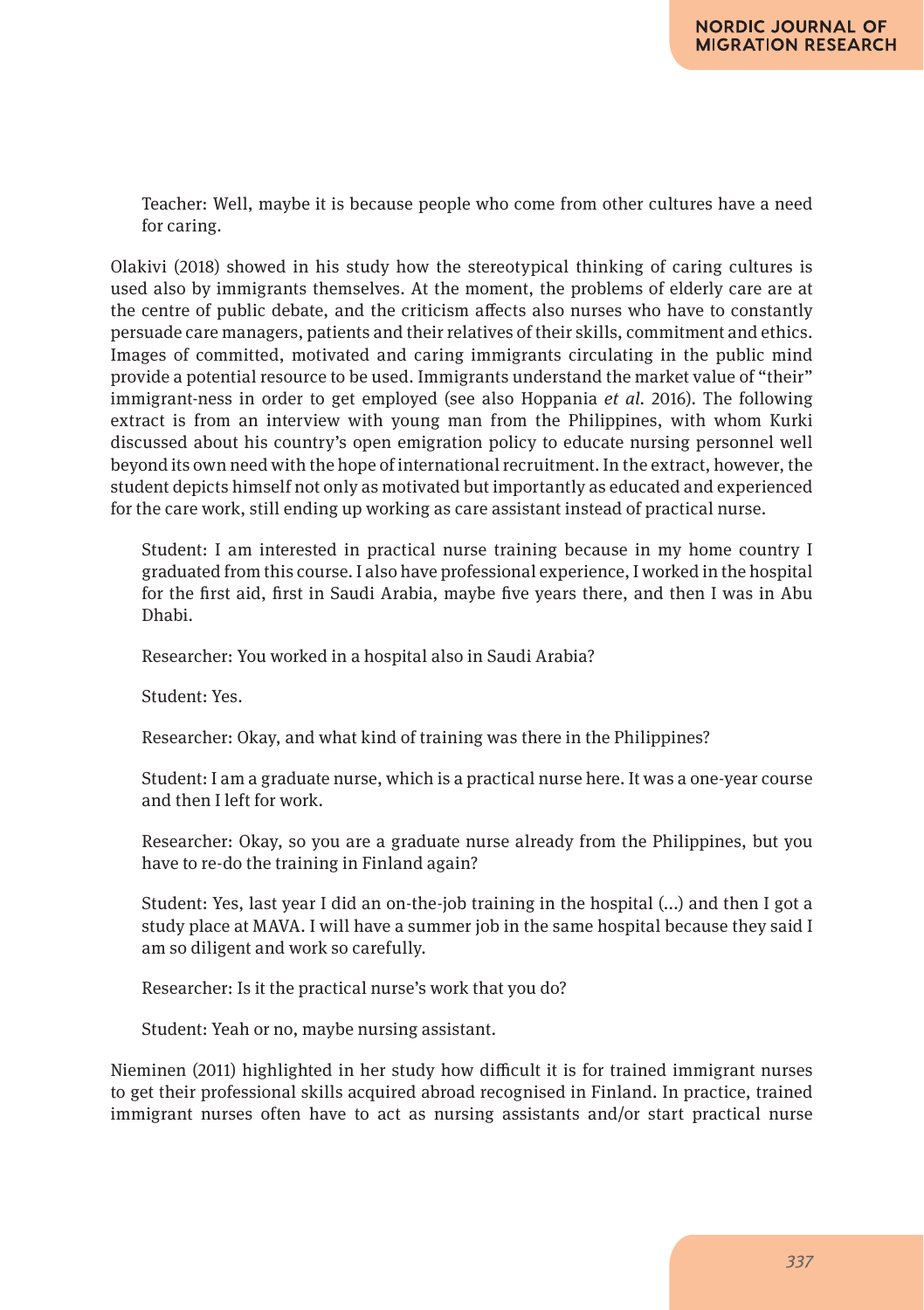Teacher: Well, maybe it is because people who come from other cultures have a need for caring.

Olakivi (2018) showed in his study how the stereotypical thinking of caring cultures is used also by immigrants themselves. At the moment, the problems of elderly care are at the centre of public debate, and the criticism affects also nurses who have to constantly persuade care managers, patients and their relatives of their skills, commitment and ethics. Images of committed, motivated and caring immigrants circulating in the public mind provide a potential resource to be used. Immigrants understand the market value of "their" immigrant-ness in order to get employed (see also Hoppania *et al*. 2016). The following extract is from an interview with young man from the Philippines, with whom Kurki discussed about his country's open emigration policy to educate nursing personnel well beyond its own need with the hope of international recruitment. In the extract, however, the student depicts himself not only as motivated but importantly as educated and experienced for the care work, still ending up working as care assistant instead of practical nurse.

Student: I am interested in practical nurse training because in my home country I graduated from this course. I also have professional experience, I worked in the hospital for the first aid, first in Saudi Arabia, maybe five years there, and then I was in Abu Dhabi.

Researcher: You worked in a hospital also in Saudi Arabia?

Student: Yes.

Researcher: Okay, and what kind of training was there in the Philippines?

Student: I am a graduate nurse, which is a practical nurse here. It was a one-year course and then I left for work.

Researcher: Okay, so you are a graduate nurse already from the Philippines, but you have to re-do the training in Finland again?

Student: Yes, last year I did an on-the-job training in the hospital (…) and then I got a study place at MAVA. I will have a summer job in the same hospital because they said I am so diligent and work so carefully.

Researcher: Is it the practical nurse's work that you do?

Student: Yeah or no, maybe nursing assistant.

Nieminen (2011) highlighted in her study how difficult it is for trained immigrant nurses to get their professional skills acquired abroad recognised in Finland. In practice, trained immigrant nurses often have to act as nursing assistants and/or start practical nurse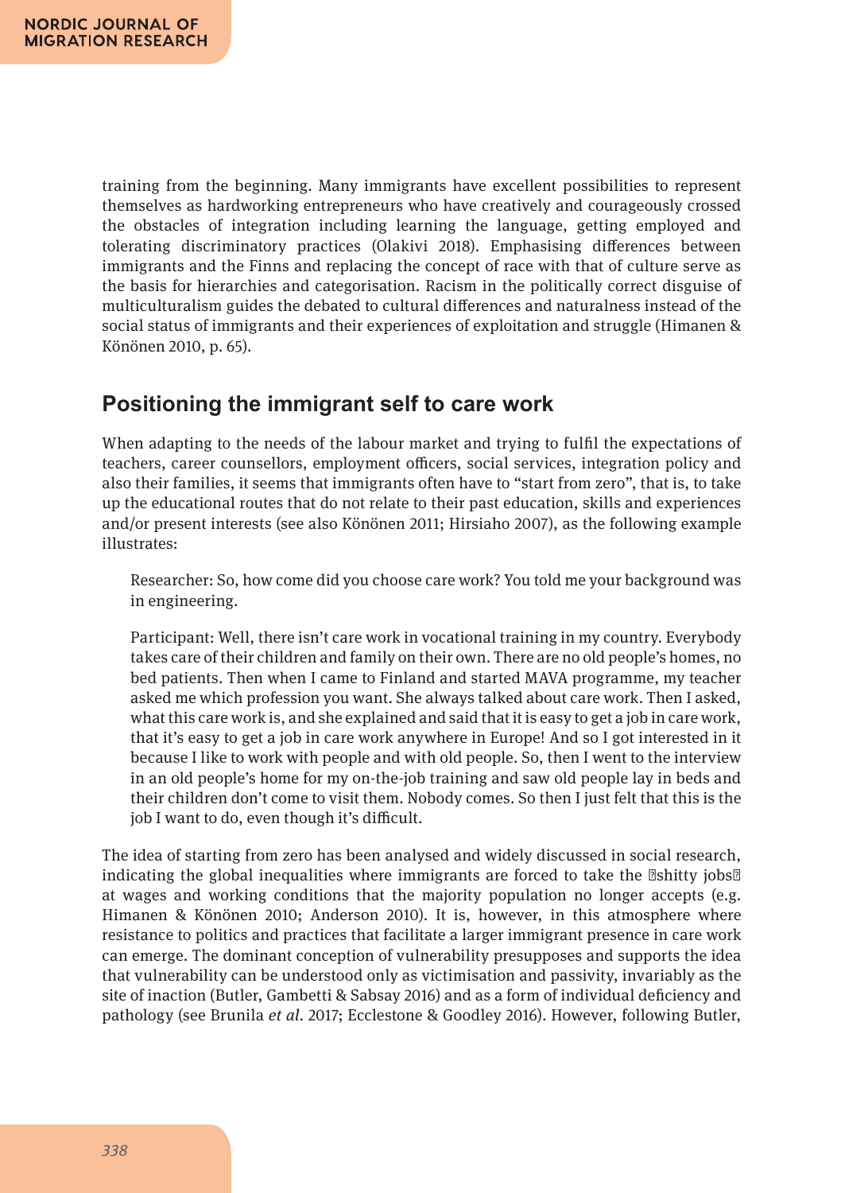training from the beginning. Many immigrants have excellent possibilities to represent themselves as hardworking entrepreneurs who have creatively and courageously crossed the obstacles of integration including learning the language, getting employed and tolerating discriminatory practices (Olakivi 2018). Emphasising differences between immigrants and the Finns and replacing the concept of race with that of culture serve as the basis for hierarchies and categorisation. Racism in the politically correct disguise of multiculturalism guides the debated to cultural differences and naturalness instead of the social status of immigrants and their experiences of exploitation and struggle (Himanen & Könönen 2010, p. 65).

## Positioning the immigrant self to care work

When adapting to the needs of the labour market and trying to fulfil the expectations of teachers, career counsellors, employment officers, social services, integration policy and also their families, it seems that immigrants often have to "start from zero", that is, to take up the educational routes that do not relate to their past education, skills and experiences and/or present interests (see also Könönen 2011; Hirsiaho 2007), as the following example illustrates:

> Researcher: So, how come did you choose care work? You told me your background was in engineering.
>
> Participant: Well, there isn't care work in vocational training in my country. Everybody takes care of their children and family on their own. There are no old people's homes, no bed patients. Then when I came to Finland and started MAVA programme, my teacher asked me which profession you want. She always talked about care work. Then I asked, what this care work is, and she explained and said that it is easy to get a job in care work, that it's easy to get a job in care work anywhere in Europe! And so I got interested in it because I like to work with people and with old people. So, then I went to the interview in an old people's home for my on-the-job training and saw old people lay in beds and their children don't come to visit them. Nobody comes. So then I just felt that this is the job I want to do, even though it's difficult.

The idea of starting from zero has been analysed and widely discussed in social research, indicating the global inequalities where immigrants are forced to take the "shitty jobs" at wages and working conditions that the majority population no longer accepts (e.g. Himanen & Könönen 2010; Anderson 2010). It is, however, in this atmosphere where resistance to politics and practices that facilitate a larger immigrant presence in care work can emerge. The dominant conception of vulnerability presupposes and supports the idea that vulnerability can be understood only as victimisation and passivity, invariably as the site of inaction (Butler, Gambetti & Sabsay 2016) and as a form of individual deficiency and pathology (see Brunila *et al.* 2017; Ecclestone & Goodley 2016). However, following Butler,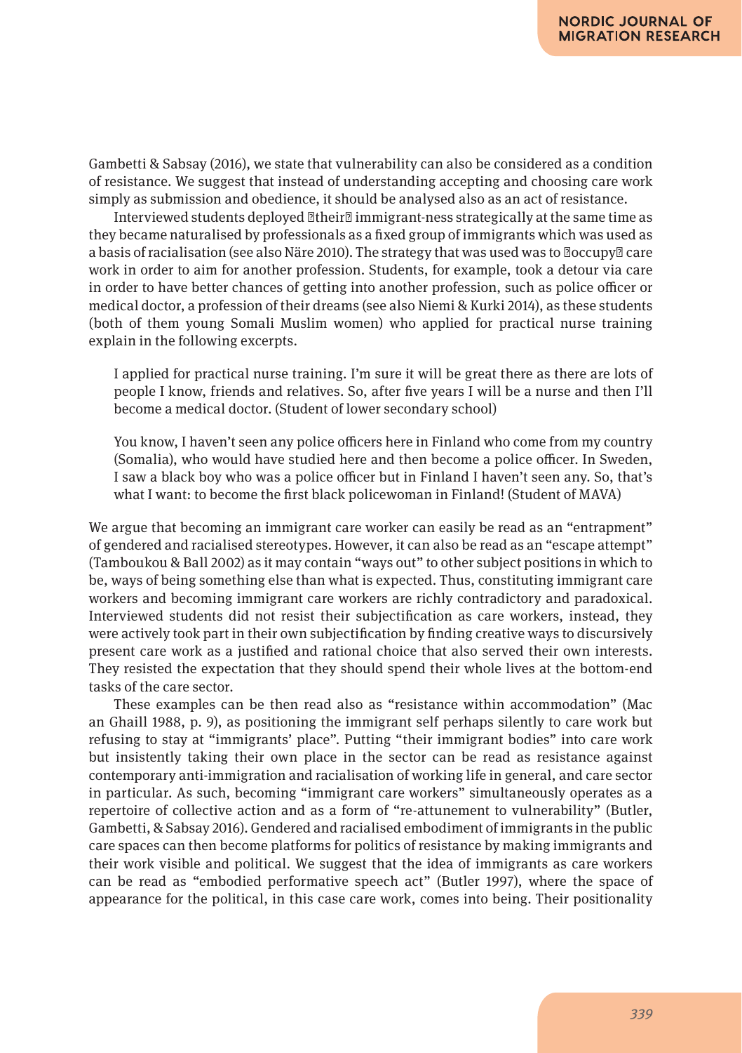Gambetti & Sabsay (2016), we state that vulnerability can also be considered as a condition of resistance. We suggest that instead of understanding accepting and choosing care work simply as submission and obedience, it should be analysed also as an act of resistance.

Interviewed students deployed 'their' immigrant-ness strategically at the same time as they became naturalised by professionals as a fixed group of immigrants which was used as a basis of racialisation (see also Näre 2010). The strategy that was used was to 'occupy' care work in order to aim for another profession. Students, for example, took a detour via care in order to have better chances of getting into another profession, such as police officer or medical doctor, a profession of their dreams (see also Niemi & Kurki 2014), as these students (both of them young Somali Muslim women) who applied for practical nurse training explain in the following excerpts.

> I applied for practical nurse training. I'm sure it will be great there as there are lots of people I know, friends and relatives. So, after five years I will be a nurse and then I'll become a medical doctor. (Student of lower secondary school)

> You know, I haven't seen any police officers here in Finland who come from my country (Somalia), who would have studied here and then become a police officer. In Sweden, I saw a black boy who was a police officer but in Finland I haven't seen any. So, that's what I want: to become the first black policewoman in Finland! (Student of MAVA)

We argue that becoming an immigrant care worker can easily be read as an "entrapment" of gendered and racialised stereotypes. However, it can also be read as an "escape attempt" (Tamboukou & Ball 2002) as it may contain "ways out" to other subject positions in which to be, ways of being something else than what is expected. Thus, constituting immigrant care workers and becoming immigrant care workers are richly contradictory and paradoxical. Interviewed students did not resist their subjectification as care workers, instead, they were actively took part in their own subjectification by finding creative ways to discursively present care work as a justified and rational choice that also served their own interests. They resisted the expectation that they should spend their whole lives at the bottom-end tasks of the care sector.

These examples can be then read also as "resistance within accommodation" (Mac an Ghaill 1988, p. 9), as positioning the immigrant self perhaps silently to care work but refusing to stay at "immigrants' place". Putting "their immigrant bodies" into care work but insistently taking their own place in the sector can be read as resistance against contemporary anti-immigration and racialisation of working life in general, and care sector in particular. As such, becoming "immigrant care workers" simultaneously operates as a repertoire of collective action and as a form of "re-attunement to vulnerability" (Butler, Gambetti, & Sabsay 2016). Gendered and racialised embodiment of immigrants in the public care spaces can then become platforms for politics of resistance by making immigrants and their work visible and political. We suggest that the idea of immigrants as care workers can be read as "embodied performative speech act" (Butler 1997), where the space of appearance for the political, in this case care work, comes into being. Their positionality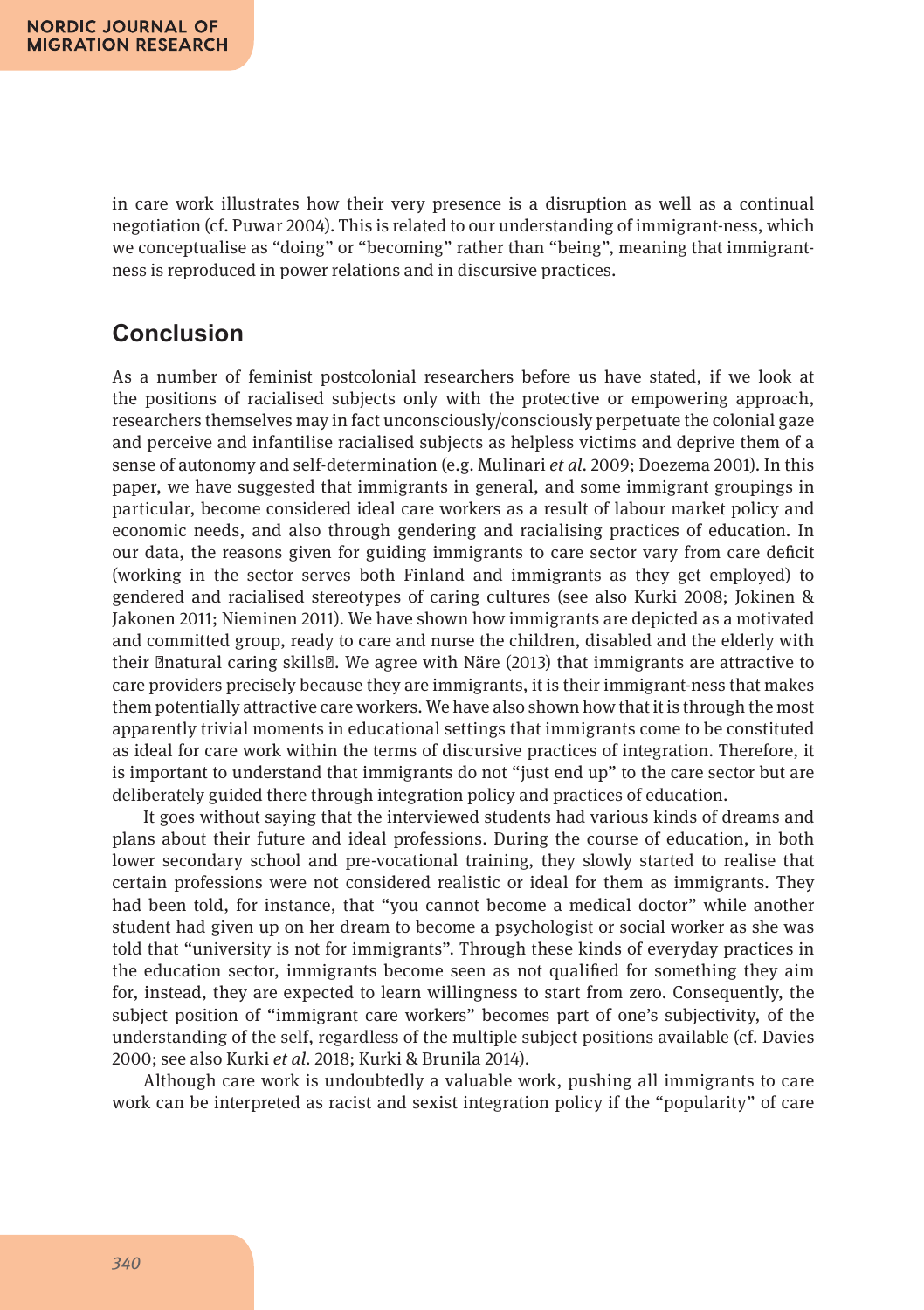in care work illustrates how their very presence is a disruption as well as a continual negotiation (cf. Puwar 2004). This is related to our understanding of immigrant-ness, which we conceptualise as "doing" or "becoming" rather than "being", meaning that immigrant-ness is reproduced in power relations and in discursive practices.

## Conclusion

As a number of feminist postcolonial researchers before us have stated, if we look at the positions of racialised subjects only with the protective or empowering approach, researchers themselves may in fact unconsciously/consciously perpetuate the colonial gaze and perceive and infantilise racialised subjects as helpless victims and deprive them of a sense of autonomy and self-determination (e.g. Mulinari *et al*. 2009; Doezema 2001). In this paper, we have suggested that immigrants in general, and some immigrant groupings in particular, become considered ideal care workers as a result of labour market policy and economic needs, and also through gendering and racialising practices of education. In our data, the reasons given for guiding immigrants to care sector vary from care deficit (working in the sector serves both Finland and immigrants as they get employed) to gendered and racialised stereotypes of caring cultures (see also Kurki 2008; Jokinen & Jakonen 2011; Nieminen 2011). We have shown how immigrants are depicted as a motivated and committed group, ready to care and nurse the children, disabled and the elderly with their �natural caring skills�. We agree with Näre (2013) that immigrants are attractive to care providers precisely because they are immigrants, it is their immigrant-ness that makes them potentially attractive care workers. We have also shown how that it is through the most apparently trivial moments in educational settings that immigrants come to be constituted as ideal for care work within the terms of discursive practices of integration. Therefore, it is important to understand that immigrants do not "just end up" to the care sector but are deliberately guided there through integration policy and practices of education.

It goes without saying that the interviewed students had various kinds of dreams and plans about their future and ideal professions. During the course of education, in both lower secondary school and pre-vocational training, they slowly started to realise that certain professions were not considered realistic or ideal for them as immigrants. They had been told, for instance, that "you cannot become a medical doctor" while another student had given up on her dream to become a psychologist or social worker as she was told that "university is not for immigrants". Through these kinds of everyday practices in the education sector, immigrants become seen as not qualified for something they aim for, instead, they are expected to learn willingness to start from zero. Consequently, the subject position of "immigrant care workers" becomes part of one's subjectivity, of the understanding of the self, regardless of the multiple subject positions available (cf. Davies 2000; see also Kurki *et al*. 2018; Kurki & Brunila 2014).

Although care work is undoubtedly a valuable work, pushing all immigrants to care work can be interpreted as racist and sexist integration policy if the "popularity" of care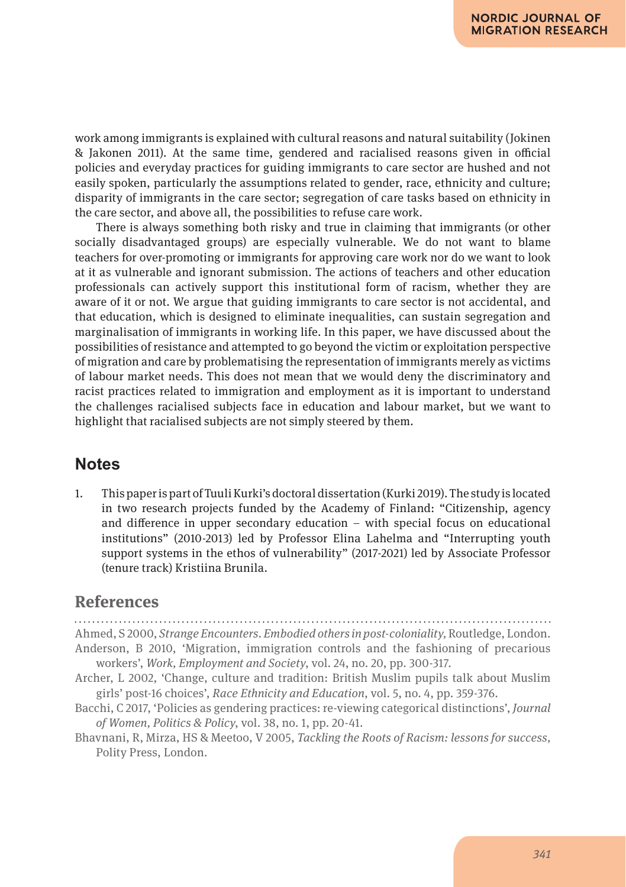work among immigrants is explained with cultural reasons and natural suitability (Jokinen & Jakonen 2011). At the same time, gendered and racialised reasons given in official policies and everyday practices for guiding immigrants to care sector are hushed and not easily spoken, particularly the assumptions related to gender, race, ethnicity and culture; disparity of immigrants in the care sector; segregation of care tasks based on ethnicity in the care sector, and above all, the possibilities to refuse care work.

There is always something both risky and true in claiming that immigrants (or other socially disadvantaged groups) are especially vulnerable. We do not want to blame teachers for over-promoting or immigrants for approving care work nor do we want to look at it as vulnerable and ignorant submission. The actions of teachers and other education professionals can actively support this institutional form of racism, whether they are aware of it or not. We argue that guiding immigrants to care sector is not accidental, and that education, which is designed to eliminate inequalities, can sustain segregation and marginalisation of immigrants in working life. In this paper, we have discussed about the possibilities of resistance and attempted to go beyond the victim or exploitation perspective of migration and care by problematising the representation of immigrants merely as victims of labour market needs. This does not mean that we would deny the discriminatory and racist practices related to immigration and employment as it is important to understand the challenges racialised subjects face in education and labour market, but we want to highlight that racialised subjects are not simply steered by them.

## Notes

1. This paper is part of Tuuli Kurki's doctoral dissertation (Kurki 2019). The study is located in two research projects funded by the Academy of Finland: "Citizenship, agency and difference in upper secondary education – with special focus on educational institutions" (2010-2013) led by Professor Elina Lahelma and "Interrupting youth support systems in the ethos of vulnerability" (2017-2021) led by Associate Professor (tenure track) Kristiina Brunila.

## References

Ahmed, S 2000, *Strange Encounters. Embodied others in post-coloniality*, Routledge, London.

Anderson, B 2010, 'Migration, immigration controls and the fashioning of precarious workers', *Work, Employment and Society*, vol. 24, no. 20, pp. 300-317.

Archer, L 2002, 'Change, culture and tradition: British Muslim pupils talk about Muslim girls' post-16 choices', *Race Ethnicity and Education*, vol. 5, no. 4, pp. 359-376.

Bacchi, C 2017, 'Policies as gendering practices: re-viewing categorical distinctions', *Journal of Women, Politics & Policy*, vol. 38, no. 1, pp. 20-41.

Bhavnani, R, Mirza, HS & Meetoo, V 2005, *Tackling the Roots of Racism: lessons for success*, Polity Press, London.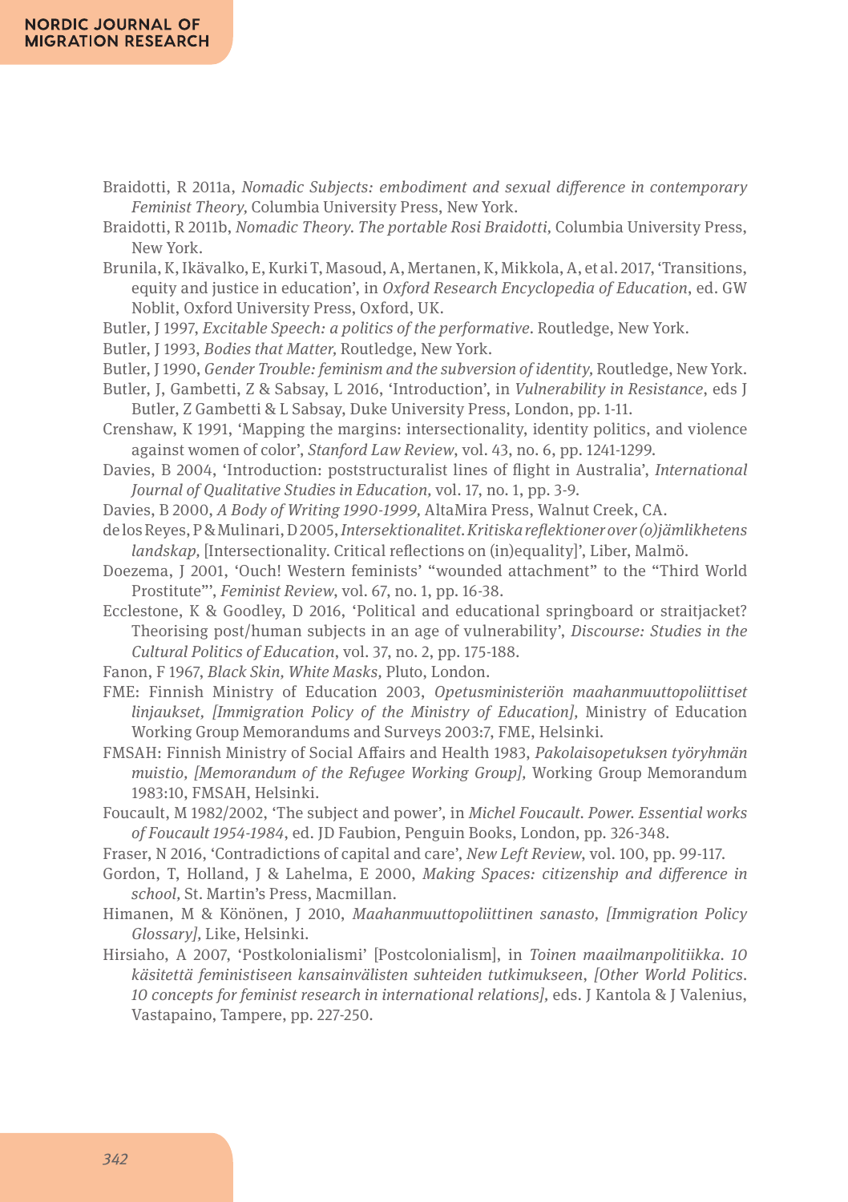Braidotti, R 2011a, *Nomadic Subjects: embodiment and sexual difference in contemporary Feminist Theory,* Columbia University Press, New York.

Braidotti, R 2011b, *Nomadic Theory. The portable Rosi Braidotti,* Columbia University Press, New York.

Brunila, K, Ikävalko, E, Kurki T, Masoud, A, Mertanen, K, Mikkola, A, et al. 2017, 'Transitions, equity and justice in education', in *Oxford Research Encyclopedia of Education*, ed. GW Noblit, Oxford University Press, Oxford, UK.

Butler, J 1997, *Excitable Speech: a politics of the performative*. Routledge, New York.

Butler, J 1993, *Bodies that Matter,* Routledge, New York.

Butler, J 1990, *Gender Trouble: feminism and the subversion of identity,* Routledge, New York.

Butler, J, Gambetti, Z & Sabsay, L 2016, 'Introduction', in *Vulnerability in Resistance*, eds J Butler, Z Gambetti & L Sabsay, Duke University Press, London, pp. 1-11.

Crenshaw, K 1991, 'Mapping the margins: intersectionality, identity politics, and violence against women of color', *Stanford Law Review*, vol. 43, no. 6, pp. 1241-1299.

Davies, B 2004, 'Introduction: poststructuralist lines of flight in Australia', *International Journal of Qualitative Studies in Education,* vol. 17, no. 1, pp. 3-9.

Davies, B 2000, *A Body of Writing 1990-1999,* AltaMira Press, Walnut Creek, CA.

de los Reyes, P & Mulinari, D 2005, *Intersektionalitet. Kritiska reflektioner over (o)jämlikhetens landskap,* [Intersectionality. Critical reflections on (in)equality]', Liber, Malmö.

Doezema, J 2001, 'Ouch! Western feminists' "wounded attachment" to the "Third World Prostitute"', *Feminist Review*, vol. 67, no. 1, pp. 16-38.

Ecclestone, K & Goodley, D 2016, 'Political and educational springboard or straitjacket? Theorising post/human subjects in an age of vulnerability', *Discourse: Studies in the Cultural Politics of Education*, vol. 37, no. 2, pp. 175-188.

Fanon, F 1967, *Black Skin, White Masks,* Pluto, London.

FME: Finnish Ministry of Education 2003, *Opetusministeriön maahanmuuttopoliittiset linjaukset, [Immigration Policy of the Ministry of Education],* Ministry of Education Working Group Memorandums and Surveys 2003:7, FME, Helsinki.

FMSAH: Finnish Ministry of Social Affairs and Health 1983, *Pakolaisopetuksen työryhmän muistio, [Memorandum of the Refugee Working Group],* Working Group Memorandum 1983:10, FMSAH, Helsinki.

Foucault, M 1982/2002, 'The subject and power', in *Michel Foucault. Power. Essential works of Foucault 1954-1984*, ed. JD Faubion, Penguin Books, London, pp. 326-348.

Fraser, N 2016, 'Contradictions of capital and care', *New Left Review*, vol. 100, pp. 99-117.

Gordon, T, Holland, J & Lahelma, E 2000, *Making Spaces: citizenship and difference in school,* St. Martin's Press, Macmillan.

Himanen, M & Könönen, J 2010, *Maahanmuuttopoliittinen sanasto, [Immigration Policy Glossary],* Like, Helsinki.

Hirsiaho, A 2007, 'Postkolonialismi' [Postcolonialism], in *Toinen maailmanpolitiikka. 10 käsitettä feministiseen kansainvälisten suhteiden tutkimukseen, [Other World Politics. 10 concepts for feminist research in international relations],* eds. J Kantola & J Valenius, Vastapaino, Tampere, pp. 227-250.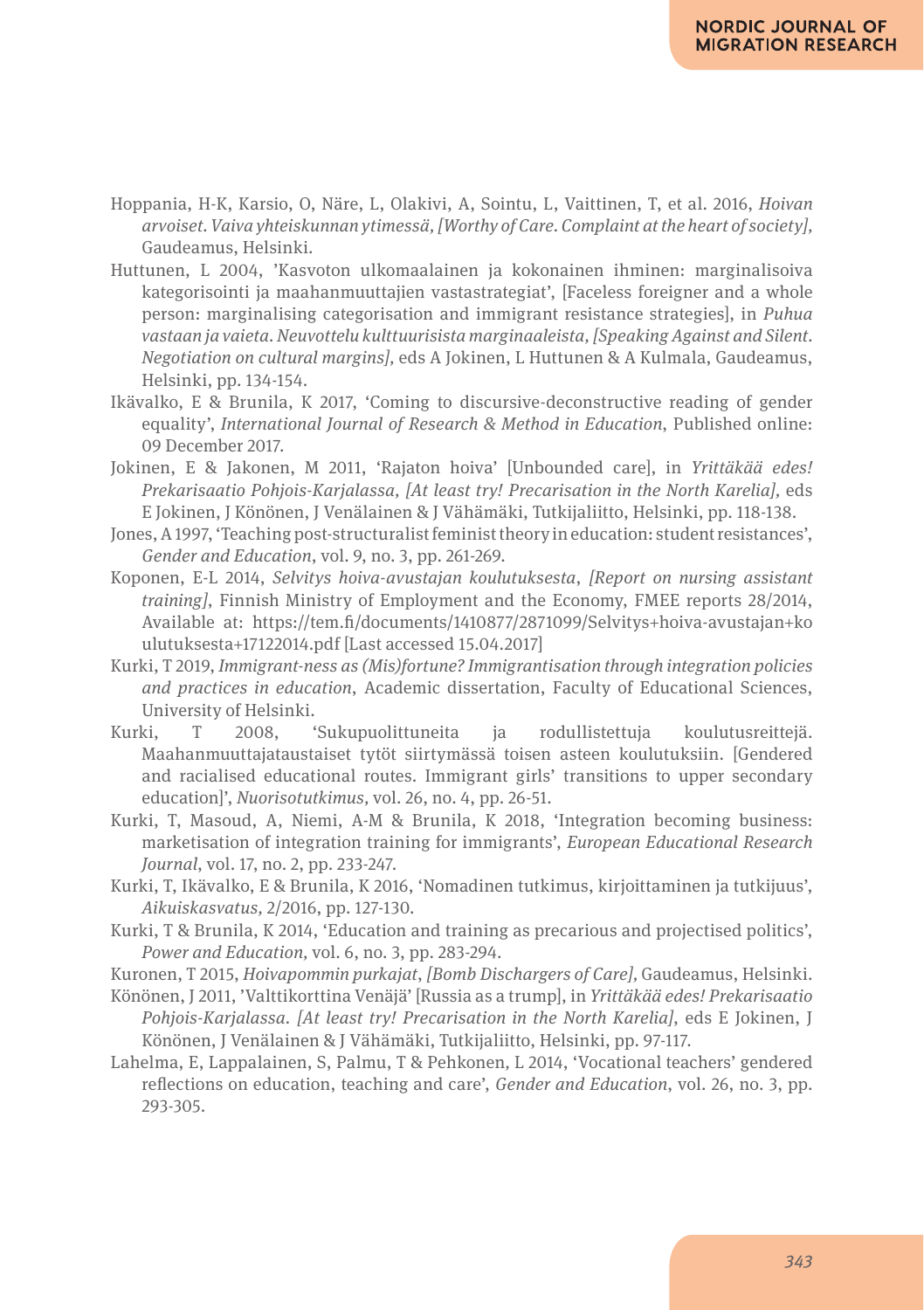Hoppania, H-K, Karsio, O, Näre, L, Olakivi, A, Sointu, L, Vaittinen, T, et al. 2016, *Hoivan arvoiset. Vaiva yhteiskunnan ytimessä, [Worthy of Care. Complaint at the heart of society],* Gaudeamus, Helsinki.

Huttunen, L 2004, 'Kasvoton ulkomaalainen ja kokonainen ihminen: marginalisoiva kategorisointi ja maahanmuuttajien vastastrategiat', [Faceless foreigner and a whole person: marginalising categorisation and immigrant resistance strategies], in *Puhua vastaan ja vaieta. Neuvottelu kulttuurisista marginaaleista, [Speaking Against and Silent. Negotiation on cultural margins],* eds A Jokinen, L Huttunen & A Kulmala, Gaudeamus, Helsinki, pp. 134-154.

Ikävalko, E & Brunila, K 2017, 'Coming to discursive-deconstructive reading of gender equality', *International Journal of Research & Method in Education*, Published online: 09 December 2017.

Jokinen, E & Jakonen, M 2011, 'Rajaton hoiva' [Unbounded care], in *Yrittäkää edes! Prekarisaatio Pohjois-Karjalassa, [At least try! Precarisation in the North Karelia],* eds E Jokinen, J Könönen, J Venälainen & J Vähämäki, Tutkijaliitto, Helsinki, pp. 118-138.

Jones, A 1997, 'Teaching post-structuralist feminist theory in education: student resistances', *Gender and Education*, vol. 9, no. 3, pp. 261-269.

Koponen, E-L 2014, *Selvitys hoiva-avustajan koulutuksesta*, *[Report on nursing assistant training]*, Finnish Ministry of Employment and the Economy, FMEE reports 28/2014, Available at: https://tem.fi/documents/1410877/2871099/Selvitys+hoiva-avustajan+koulutuksesta+17122014.pdf [Last accessed 15.04.2017]

Kurki, T 2019, *Immigrant-ness as (Mis)fortune? Immigrantisation through integration policies and practices in education*, Academic dissertation, Faculty of Educational Sciences, University of Helsinki.

Kurki, T 2008, 'Sukupuolittuneita ja rodullistettuja koulutusreittejä. Maahanmuuttajataustaiset tytöt siirtymässä toisen asteen koulutuksiin. [Gendered and racialised educational routes. Immigrant girls' transitions to upper secondary education]', *Nuorisotutkimus*, vol. 26, no. 4, pp. 26-51.

Kurki, T, Masoud, A, Niemi, A-M & Brunila, K 2018, 'Integration becoming business: marketisation of integration training for immigrants', *European Educational Research Journal*, vol. 17, no. 2, pp. 233-247.

Kurki, T, Ikävalko, E & Brunila, K 2016, 'Nomadinen tutkimus, kirjoittaminen ja tutkijuus', *Aikuiskasvatus,* 2/2016, pp. 127-130.

Kurki, T & Brunila, K 2014, 'Education and training as precarious and projectised politics', *Power and Education,* vol. 6, no. 3, pp. 283-294.

Kuronen, T 2015, *Hoivapommin purkajat*, *[Bomb Dischargers of Care],* Gaudeamus, Helsinki.

Könönen, J 2011, 'Valttikorttina Venäjä' [Russia as a trump], in *Yrittäkää edes! Prekarisaatio Pohjois-Karjalassa. [At least try! Precarisation in the North Karelia]*, eds E Jokinen, J Könönen, J Venälainen & J Vähämäki, Tutkijaliitto, Helsinki, pp. 97-117.

Lahelma, E, Lappalainen, S, Palmu, T & Pehkonen, L 2014, 'Vocational teachers' gendered reflections on education, teaching and care', *Gender and Education*, vol. 26, no. 3, pp. 293-305.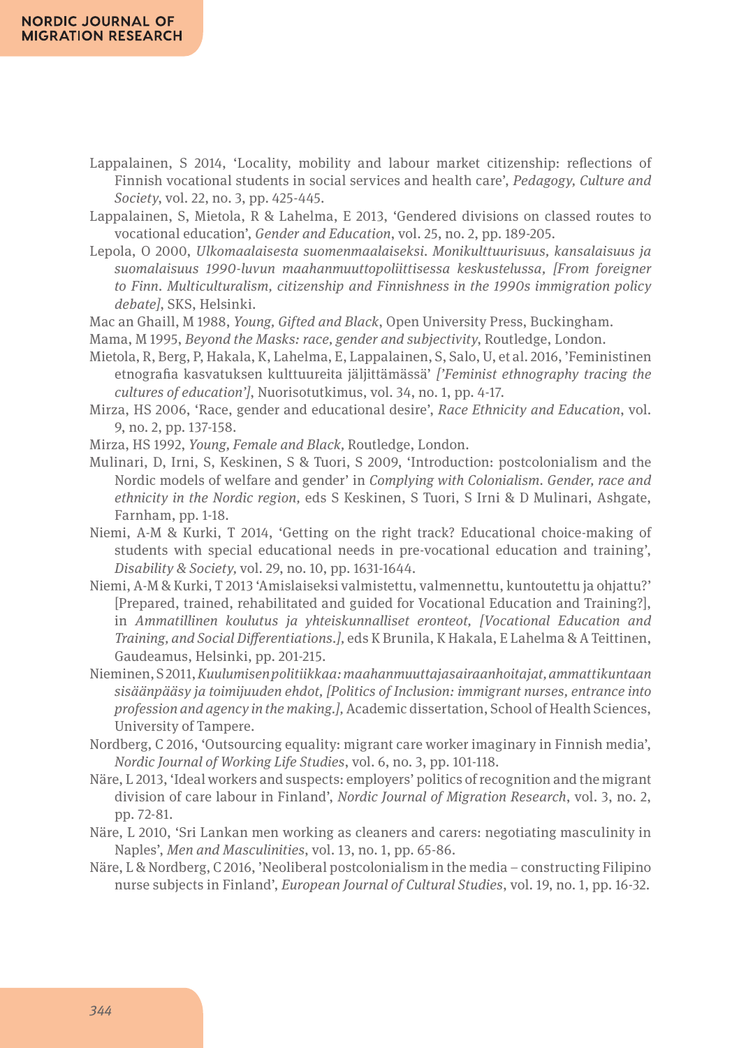Lappalainen, S 2014, 'Locality, mobility and labour market citizenship: reflections of Finnish vocational students in social services and health care', *Pedagogy, Culture and Society*, vol. 22, no. 3, pp. 425-445.

Lappalainen, S, Mietola, R & Lahelma, E 2013, 'Gendered divisions on classed routes to vocational education', *Gender and Education*, vol. 25, no. 2, pp. 189-205.

Lepola, O 2000, *Ulkomaalaisesta suomenmaalaiseksi. Monikulttuurisuus, kansalaisuus ja suomalaisuus 1990-luvun maahanmuuttopoliittisessa keskustelussa, [From foreigner to Finn. Multiculturalism, citizenship and Finnishness in the 1990s immigration policy debate]*, SKS, Helsinki.

Mac an Ghaill, M 1988, *Young, Gifted and Black*, Open University Press, Buckingham.

Mama, M 1995, *Beyond the Masks: race, gender and subjectivity*, Routledge, London.

Mietola, R, Berg, P, Hakala, K, Lahelma, E, Lappalainen, S, Salo, U, et al. 2016, 'Feministinen etnografia kasvatuksen kulttuureita jäljittämässä' *['Feminist ethnography tracing the cultures of education']*, Nuorisotutkimus, vol. 34, no. 1, pp. 4-17.

Mirza, HS 2006, 'Race, gender and educational desire', *Race Ethnicity and Education*, vol. 9, no. 2, pp. 137-158.

Mirza, HS 1992, *Young, Female and Black*, Routledge, London.

Mulinari, D, Irni, S, Keskinen, S & Tuori, S 2009, 'Introduction: postcolonialism and the Nordic models of welfare and gender' in *Complying with Colonialism. Gender, race and ethnicity in the Nordic region*, eds S Keskinen, S Tuori, S Irni & D Mulinari, Ashgate, Farnham, pp. 1-18.

Niemi, A-M & Kurki, T 2014, 'Getting on the right track? Educational choice-making of students with special educational needs in pre-vocational education and training', *Disability & Society*, vol. 29, no. 10, pp. 1631-1644.

Niemi, A-M & Kurki, T 2013 'Amislaiseksi valmistettu, valmennettu, kuntoutettu ja ohjattu?' [Prepared, trained, rehabilitated and guided for Vocational Education and Training?], in *Ammatillinen koulutus ja yhteiskunnalliset eronteot, [Vocational Education and Training, and Social Differentiations.]*, eds K Brunila, K Hakala, E Lahelma & A Teittinen, Gaudeamus, Helsinki, pp. 201-215.

Nieminen, S 2011, *Kuulumisen politiikkaa: maahanmuuttajasairaanhoitajat, ammattikuntaan sisäänpääsy ja toimijuuden ehdot, [Politics of Inclusion: immigrant nurses, entrance into profession and agency in the making.]*, Academic dissertation, School of Health Sciences, University of Tampere.

Nordberg, C 2016, 'Outsourcing equality: migrant care worker imaginary in Finnish media', *Nordic Journal of Working Life Studies*, vol. 6, no. 3, pp. 101-118.

Näre, L 2013, 'Ideal workers and suspects: employers' politics of recognition and the migrant division of care labour in Finland', *Nordic Journal of Migration Research*, vol. 3, no. 2, pp. 72-81.

Näre, L 2010, 'Sri Lankan men working as cleaners and carers: negotiating masculinity in Naples', *Men and Masculinities*, vol. 13, no. 1, pp. 65-86.

Näre, L & Nordberg, C 2016, 'Neoliberal postcolonialism in the media – constructing Filipino nurse subjects in Finland', *European Journal of Cultural Studies*, vol. 19, no. 1, pp. 16-32.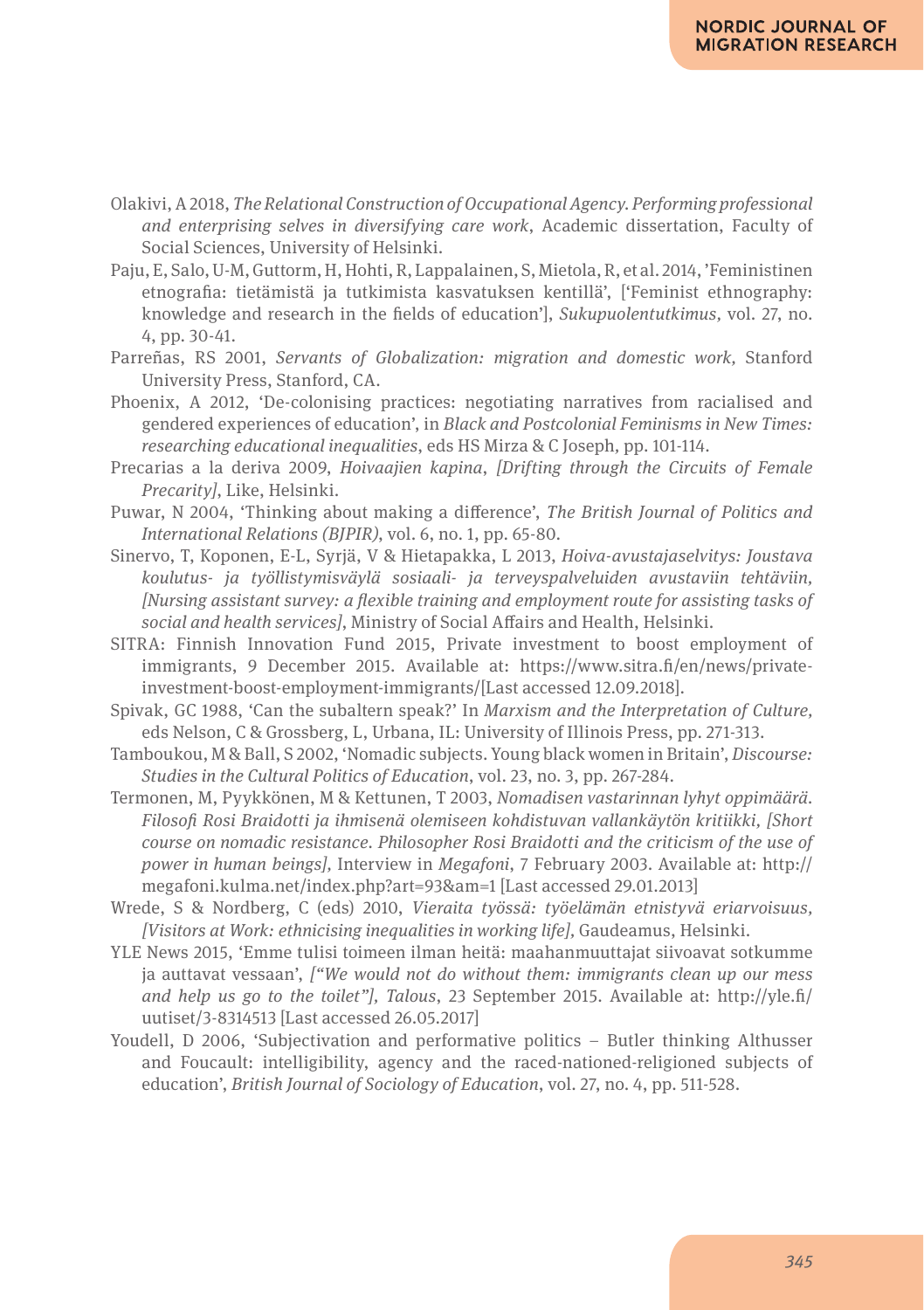Olakivi, A 2018, *The Relational Construction of Occupational Agency. Performing professional and enterprising selves in diversifying care work*, Academic dissertation, Faculty of Social Sciences, University of Helsinki.

Paju, E, Salo, U-M, Guttorm, H, Hohti, R, Lappalainen, S, Mietola, R, et al. 2014, 'Feministinen etnografia: tietämistä ja tutkimista kasvatuksen kentillä', ['Feminist ethnography: knowledge and research in the fields of education'], *Sukupuolentutkimus*, vol. 27, no. 4, pp. 30-41.

Parreñas, RS 2001, *Servants of Globalization: migration and domestic work*, Stanford University Press, Stanford, CA.

Phoenix, A 2012, 'De-colonising practices: negotiating narratives from racialised and gendered experiences of education', in *Black and Postcolonial Feminisms in New Times: researching educational inequalities*, eds HS Mirza & C Joseph, pp. 101-114.

Precarias a la deriva 2009, *Hoivaajien kapina*, *[Drifting through the Circuits of Female Precarity]*, Like, Helsinki.

Puwar, N 2004, 'Thinking about making a difference', *The British Journal of Politics and International Relations (BJPIR)*, vol. 6, no. 1, pp. 65-80.

Sinervo, T, Koponen, E-L, Syrjä, V & Hietapakka, L 2013, *Hoiva-avustajaselvitys: Joustava koulutus- ja työllistymisväylä sosiaali- ja terveyspalveluiden avustaviin tehtäviin, [Nursing assistant survey: a flexible training and employment route for assisting tasks of social and health services]*, Ministry of Social Affairs and Health, Helsinki.

SITRA: Finnish Innovation Fund 2015, Private investment to boost employment of immigrants, 9 December 2015. Available at: https://www.sitra.fi/en/news/private-investment-boost-employment-immigrants/[Last accessed 12.09.2018].

Spivak, GC 1988, 'Can the subaltern speak?' In *Marxism and the Interpretation of Culture*, eds Nelson, C & Grossberg, L, Urbana, IL: University of Illinois Press, pp. 271-313.

Tamboukou, M & Ball, S 2002, 'Nomadic subjects. Young black women in Britain', *Discourse: Studies in the Cultural Politics of Education*, vol. 23, no. 3, pp. 267-284.

Termonen, M, Pyykkönen, M & Kettunen, T 2003, *Nomadisen vastarinnan lyhyt oppimäärä. Filosofi Rosi Braidotti ja ihmisenä olemiseen kohdistuvan vallankäytön kritiikki, [Short course on nomadic resistance. Philosopher Rosi Braidotti and the criticism of the use of power in human beings]*, Interview in *Megafoni*, 7 February 2003. Available at: http://megafoni.kulma.net/index.php?art=93&am=1 [Last accessed 29.01.2013]

Wrede, S & Nordberg, C (eds) 2010, *Vieraita työssä: työelämän etnistyvä eriarvoisuus, [Visitors at Work: ethnicising inequalities in working life]*, Gaudeamus, Helsinki.

YLE News 2015, 'Emme tulisi toimeen ilman heitä: maahanmuuttajat siivoavat sotkumme ja auttavat vessaan', *["We would not do without them: immigrants clean up our mess and help us go to the toilet"]*, *Talous*, 23 September 2015. Available at: http://yle.fi/uutiset/3-8314513 [Last accessed 26.05.2017]

Youdell, D 2006, 'Subjectivation and performative politics – Butler thinking Althusser and Foucault: intelligibility, agency and the raced-nationed-religioned subjects of education', *British Journal of Sociology of Education*, vol. 27, no. 4, pp. 511-528.